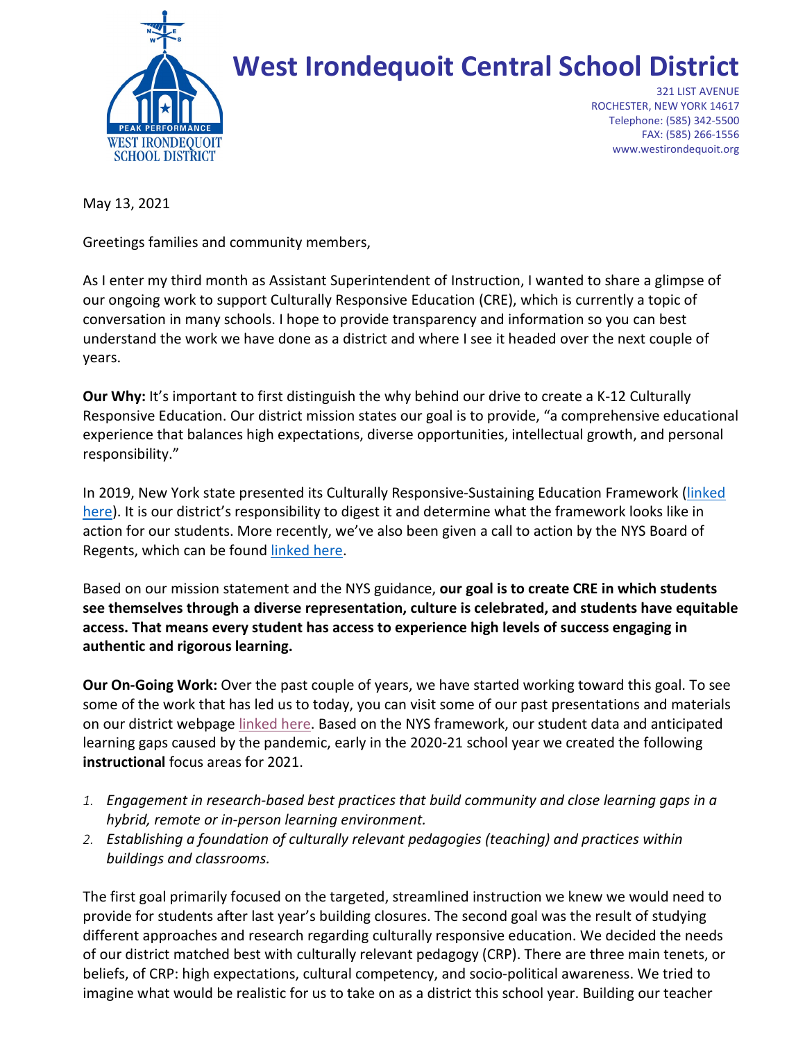# West Irondequoit Central School District

321 LIST AVENUE
ROCHESTER, NEW YORK 14617
Telephone: (585) 342-5500
FAX: (585) 266-1556
www.westirondequoit.org

May 13, 2021

Greetings families and community members,

As I enter my third month as Assistant Superintendent of Instruction, I wanted to share a glimpse of our ongoing work to support Culturally Responsive Education (CRE), which is currently a topic of conversation in many schools. I hope to provide transparency and information so you can best understand the work we have done as a district and where I see it headed over the next couple of years.

**Our Why:** It's important to first distinguish the why behind our drive to create a K-12 Culturally Responsive Education. Our district mission states our goal is to provide, "a comprehensive educational experience that balances high expectations, diverse opportunities, intellectual growth, and personal responsibility."

In 2019, New York state presented its Culturally Responsive-Sustaining Education Framework (linked here). It is our district's responsibility to digest it and determine what the framework looks like in action for our students. More recently, we've also been given a call to action by the NYS Board of Regents, which can be found linked here.

Based on our mission statement and the NYS guidance, **our goal is to create CRE in which students see themselves through a diverse representation, culture is celebrated, and students have equitable access. That means every student has access to experience high levels of success engaging in authentic and rigorous learning.**

**Our On-Going Work:** Over the past couple of years, we have started working toward this goal. To see some of the work that has led us to today, you can visit some of our past presentations and materials on our district webpage linked here. Based on the NYS framework, our student data and anticipated learning gaps caused by the pandemic, early in the 2020-21 school year we created the following **instructional** focus areas for 2021.

1. *Engagement in research-based best practices that build community and close learning gaps in a hybrid, remote or in-person learning environment.*
2. *Establishing a foundation of culturally relevant pedagogies (teaching) and practices within buildings and classrooms.*

The first goal primarily focused on the targeted, streamlined instruction we knew we would need to provide for students after last year's building closures. The second goal was the result of studying different approaches and research regarding culturally responsive education. We decided the needs of our district matched best with culturally relevant pedagogy (CRP). There are three main tenets, or beliefs, of CRP: high expectations, cultural competency, and socio-political awareness. We tried to imagine what would be realistic for us to take on as a district this school year. Building our teacher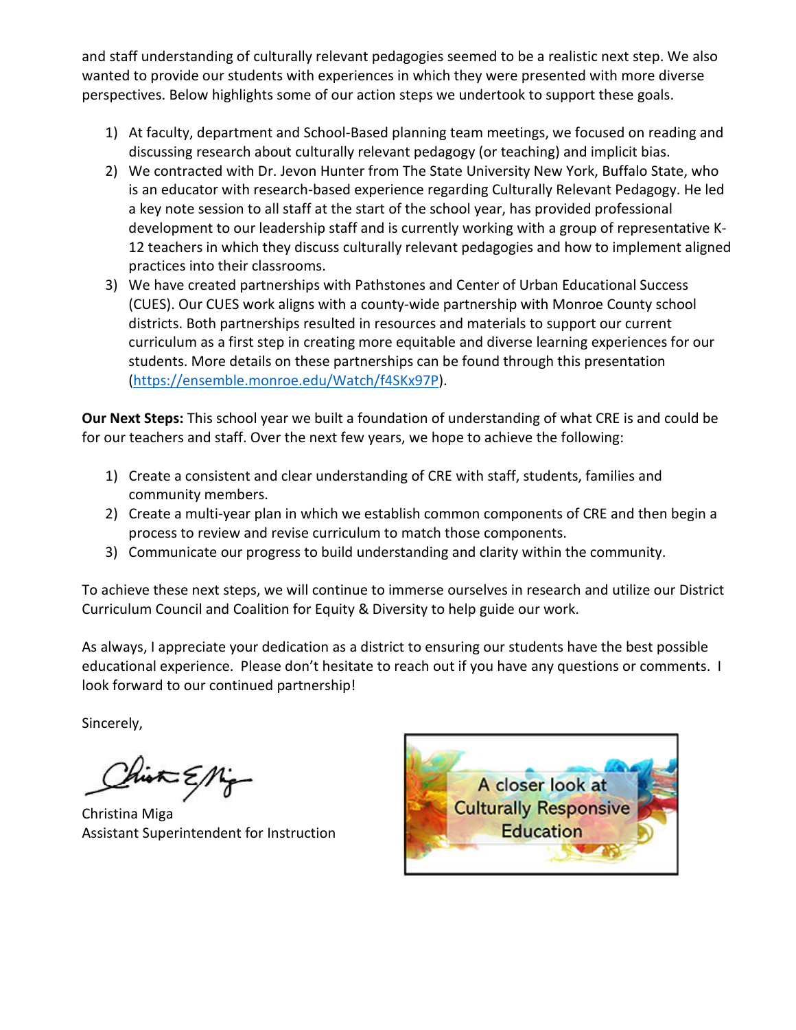and staff understanding of culturally relevant pedagogies seemed to be a realistic next step. We also wanted to provide our students with experiences in which they were presented with more diverse perspectives. Below highlights some of our action steps we undertook to support these goals.

1) At faculty, department and School-Based planning team meetings, we focused on reading and discussing research about culturally relevant pedagogy (or teaching) and implicit bias.
2) We contracted with Dr. Jevon Hunter from The State University New York, Buffalo State, who is an educator with research-based experience regarding Culturally Relevant Pedagogy. He led a key note session to all staff at the start of the school year, has provided professional development to our leadership staff and is currently working with a group of representative K-12 teachers in which they discuss culturally relevant pedagogies and how to implement aligned practices into their classrooms.
3) We have created partnerships with Pathstones and Center of Urban Educational Success (CUES). Our CUES work aligns with a county-wide partnership with Monroe County school districts. Both partnerships resulted in resources and materials to support our current curriculum as a first step in creating more equitable and diverse learning experiences for our students. More details on these partnerships can be found through this presentation (https://ensemble.monroe.edu/Watch/f4SKx97P).

**Our Next Steps:** This school year we built a foundation of understanding of what CRE is and could be for our teachers and staff. Over the next few years, we hope to achieve the following:

1) Create a consistent and clear understanding of CRE with staff, students, families and community members.
2) Create a multi-year plan in which we establish common components of CRE and then begin a process to review and revise curriculum to match those components.
3) Communicate our progress to build understanding and clarity within the community.

To achieve these next steps, we will continue to immerse ourselves in research and utilize our District Curriculum Council and Coalition for Equity & Diversity to help guide our work.

As always, I appreciate your dedication as a district to ensuring our students have the best possible educational experience. Please don't hesitate to reach out if you have any questions or comments. I look forward to our continued partnership!

Sincerely,

Christina Miga
Assistant Superintendent for Instruction

A closer look at Culturally Responsive Education